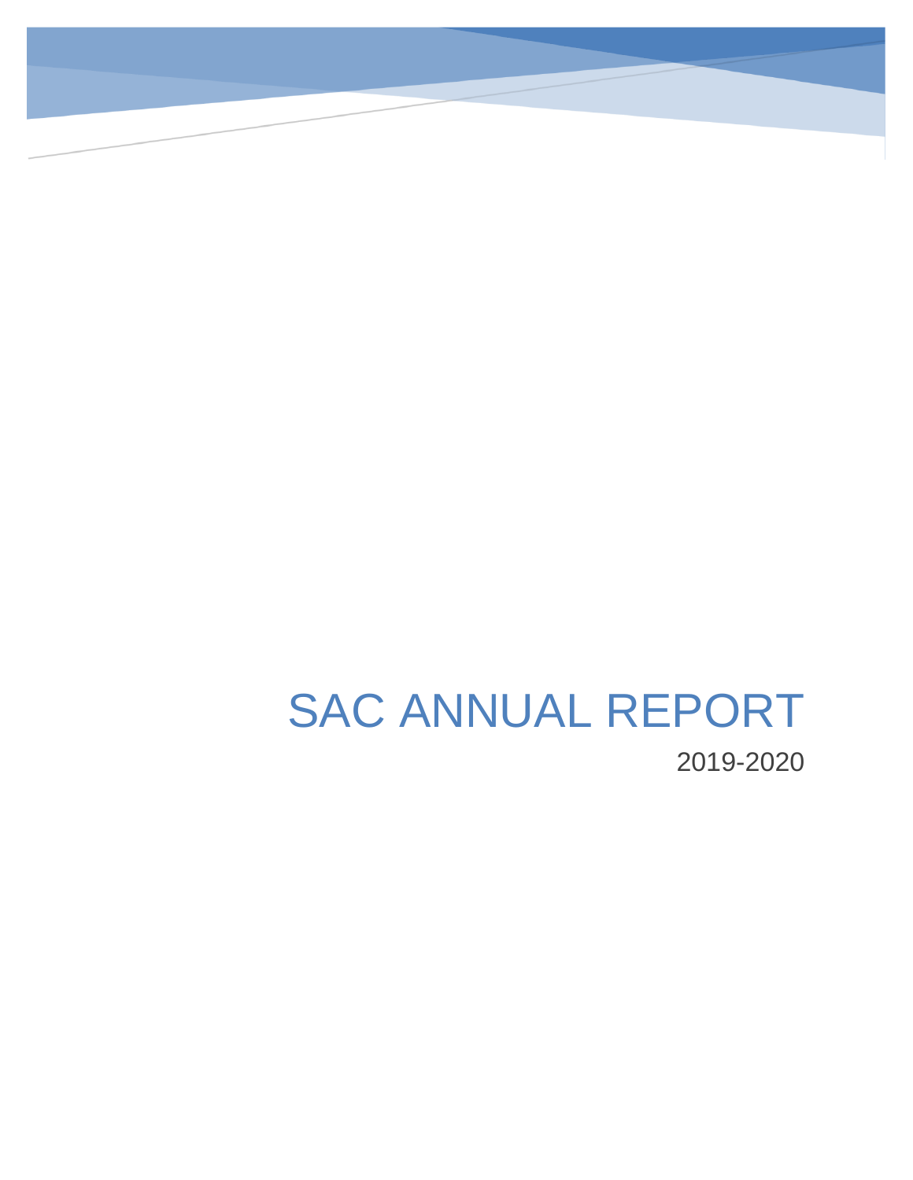# SAC ANNUAL REPORT

2019-2020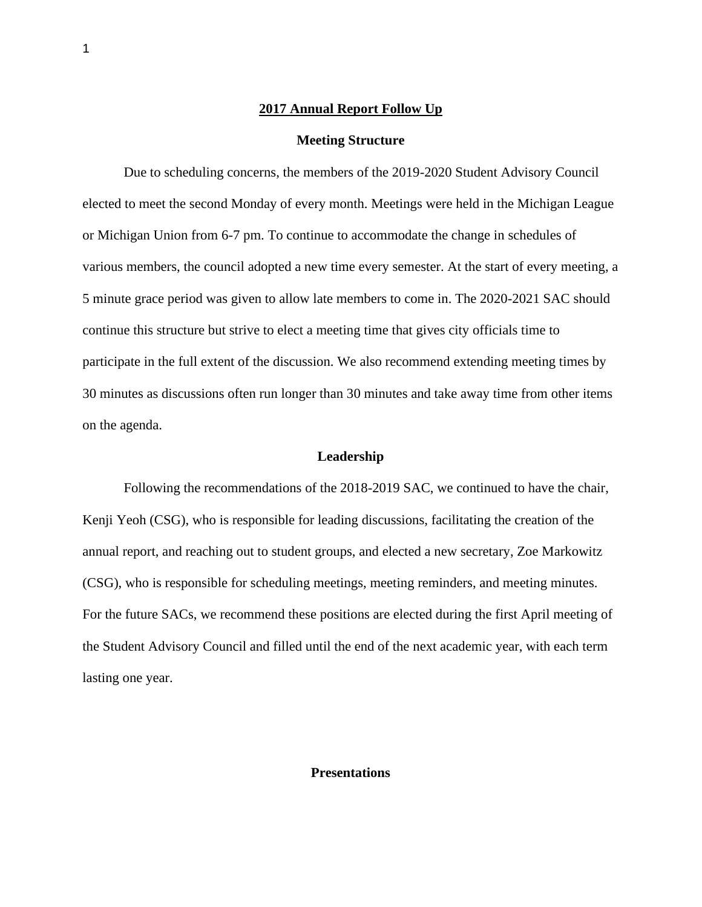## 2017 Annual Report Follow Up

### Meeting Structure

Due to scheduling concerns, the members of the 2019-2020 Student Advisory Council elected to meet the second Monday of every month. Meetings were held in the Michigan League or Michigan Union from 6-7 pm. To continue to accommodate the change in schedules of various members, the council adopted a new time every semester. At the start of every meeting, a 5 minute grace period was given to allow late members to come in. The 2020-2021 SAC should continue this structure but strive to elect a meeting time that gives city officials time to participate in the full extent of the discussion. We also recommend extending meeting times by 30 minutes as discussions often run longer than 30 minutes and take away time from other items on the agenda.

### Leadership

Following the recommendations of the 2018-2019 SAC, we continued to have the chair, Kenji Yeoh (CSG), who is responsible for leading discussions, facilitating the creation of the annual report, and reaching out to student groups, and elected a new secretary, Zoe Markowitz (CSG), who is responsible for scheduling meetings, meeting reminders, and meeting minutes. For the future SACs, we recommend these positions are elected during the first April meeting of the Student Advisory Council and filled until the end of the next academic year, with each term lasting one year.

### Presentations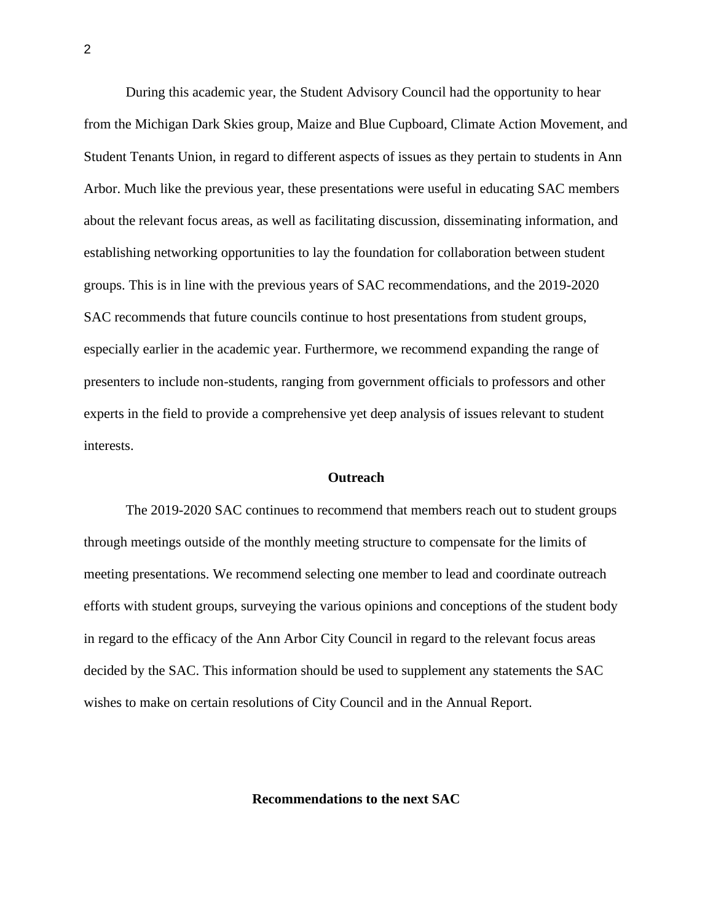During this academic year, the Student Advisory Council had the opportunity to hear from the Michigan Dark Skies group, Maize and Blue Cupboard, Climate Action Movement, and Student Tenants Union, in regard to different aspects of issues as they pertain to students in Ann Arbor. Much like the previous year, these presentations were useful in educating SAC members about the relevant focus areas, as well as facilitating discussion, disseminating information, and establishing networking opportunities to lay the foundation for collaboration between student groups. This is in line with the previous years of SAC recommendations, and the 2019-2020 SAC recommends that future councils continue to host presentations from student groups, especially earlier in the academic year. Furthermore, we recommend expanding the range of presenters to include non-students, ranging from government officials to professors and other experts in the field to provide a comprehensive yet deep analysis of issues relevant to student interests.

## Outreach

The 2019-2020 SAC continues to recommend that members reach out to student groups through meetings outside of the monthly meeting structure to compensate for the limits of meeting presentations. We recommend selecting one member to lead and coordinate outreach efforts with student groups, surveying the various opinions and conceptions of the student body in regard to the efficacy of the Ann Arbor City Council in regard to the relevant focus areas decided by the SAC. This information should be used to supplement any statements the SAC wishes to make on certain resolutions of City Council and in the Annual Report.

## Recommendations to the next SAC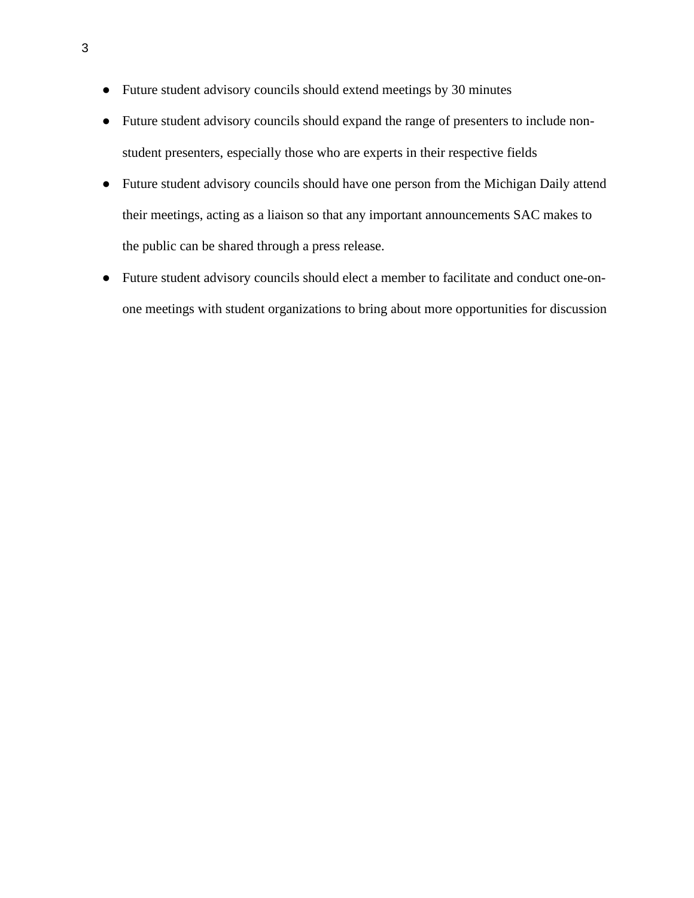- Future student advisory councils should extend meetings by 30 minutes
- Future student advisory councils should expand the range of presenters to include non-student presenters, especially those who are experts in their respective fields
- Future student advisory councils should have one person from the Michigan Daily attend their meetings, acting as a liaison so that any important announcements SAC makes to the public can be shared through a press release.
- Future student advisory councils should elect a member to facilitate and conduct one-on-one meetings with student organizations to bring about more opportunities for discussion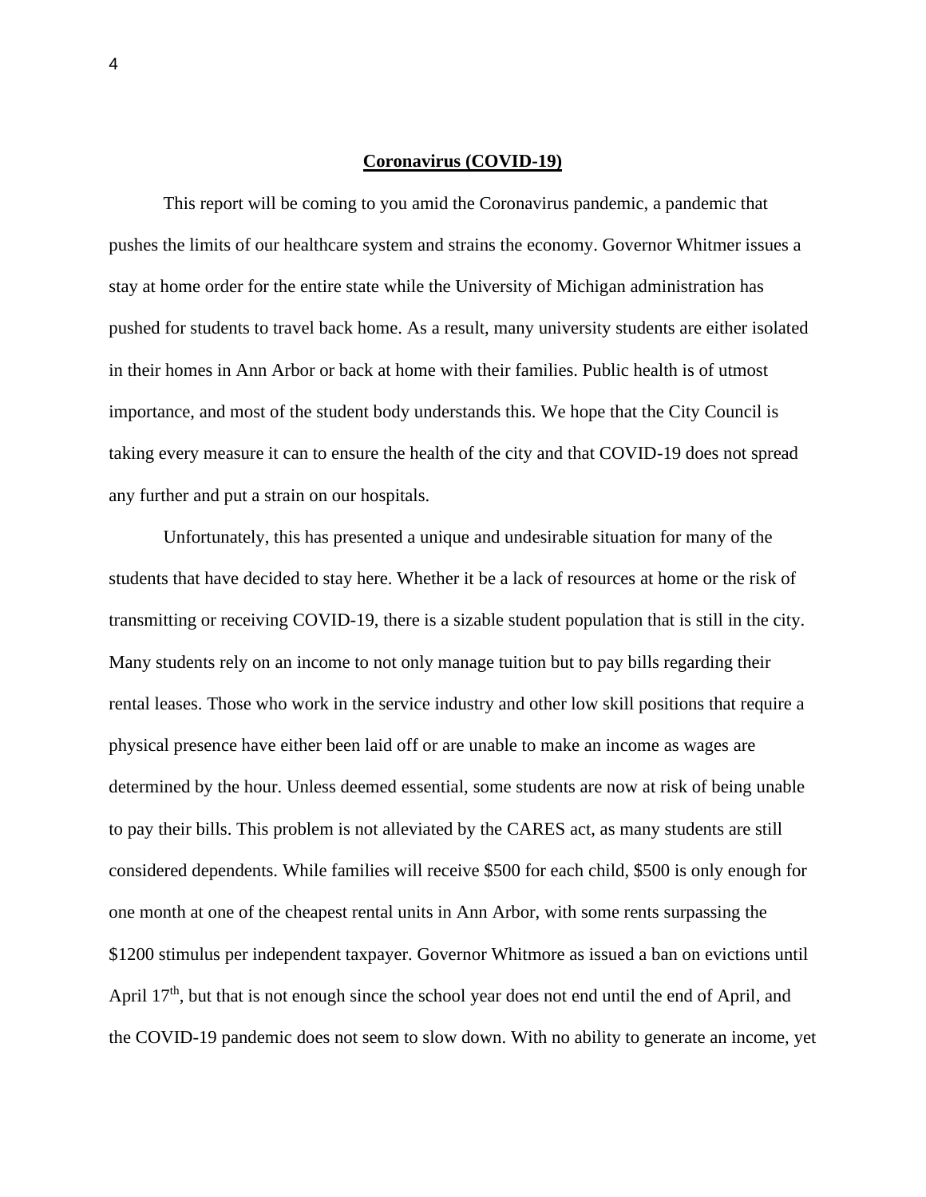**Coronavirus (COVID-19)**

This report will be coming to you amid the Coronavirus pandemic, a pandemic that pushes the limits of our healthcare system and strains the economy. Governor Whitmer issues a stay at home order for the entire state while the University of Michigan administration has pushed for students to travel back home. As a result, many university students are either isolated in their homes in Ann Arbor or back at home with their families. Public health is of utmost importance, and most of the student body understands this. We hope that the City Council is taking every measure it can to ensure the health of the city and that COVID-19 does not spread any further and put a strain on our hospitals.

Unfortunately, this has presented a unique and undesirable situation for many of the students that have decided to stay here. Whether it be a lack of resources at home or the risk of transmitting or receiving COVID-19, there is a sizable student population that is still in the city. Many students rely on an income to not only manage tuition but to pay bills regarding their rental leases. Those who work in the service industry and other low skill positions that require a physical presence have either been laid off or are unable to make an income as wages are determined by the hour. Unless deemed essential, some students are now at risk of being unable to pay their bills. This problem is not alleviated by the CARES act, as many students are still considered dependents. While families will receive $500 for each child, $500 is only enough for one month at one of the cheapest rental units in Ann Arbor, with some rents surpassing the $1200 stimulus per independent taxpayer. Governor Whitmore as issued a ban on evictions until April 17th, but that is not enough since the school year does not end until the end of April, and the COVID-19 pandemic does not seem to slow down. With no ability to generate an income, yet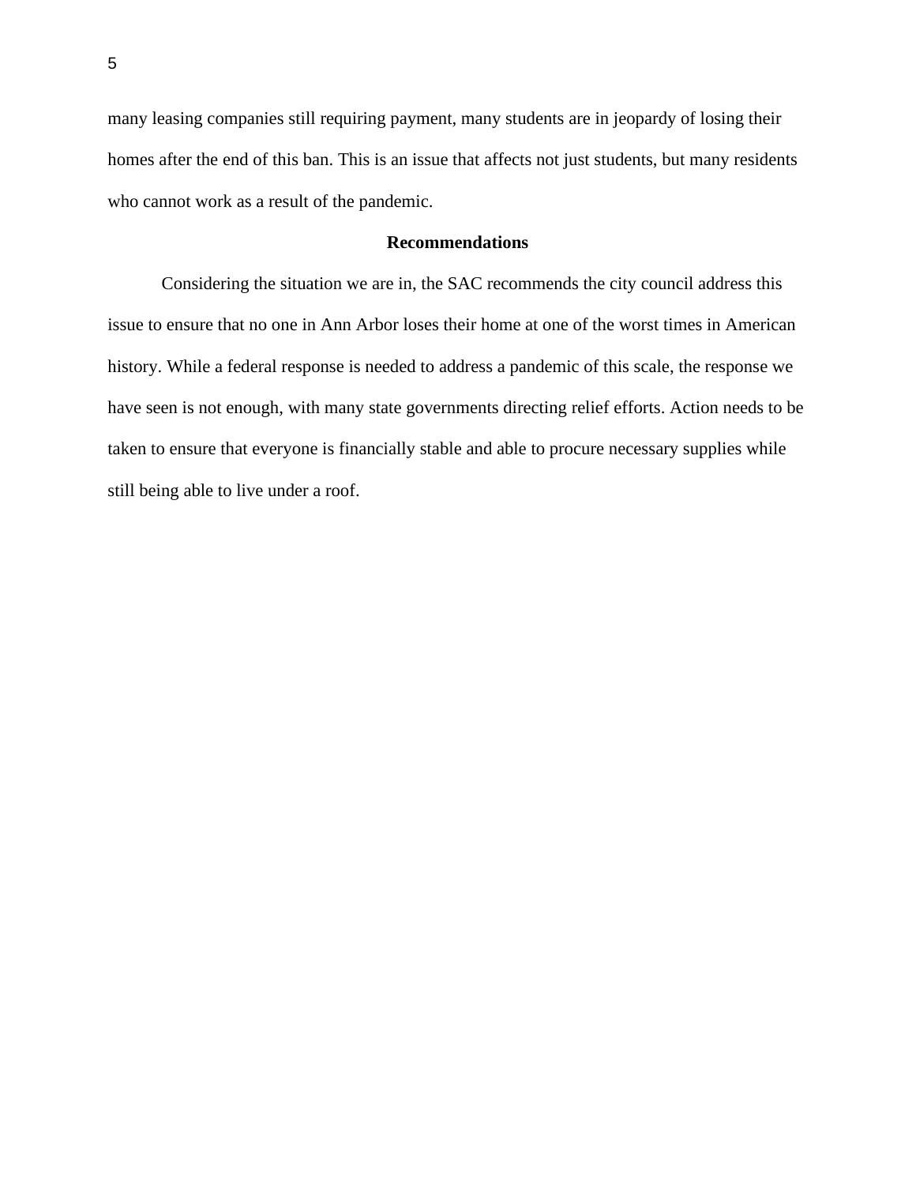many leasing companies still requiring payment, many students are in jeopardy of losing their homes after the end of this ban. This is an issue that affects not just students, but many residents who cannot work as a result of the pandemic.

## Recommendations

Considering the situation we are in, the SAC recommends the city council address this issue to ensure that no one in Ann Arbor loses their home at one of the worst times in American history. While a federal response is needed to address a pandemic of this scale, the response we have seen is not enough, with many state governments directing relief efforts. Action needs to be taken to ensure that everyone is financially stable and able to procure necessary supplies while still being able to live under a roof.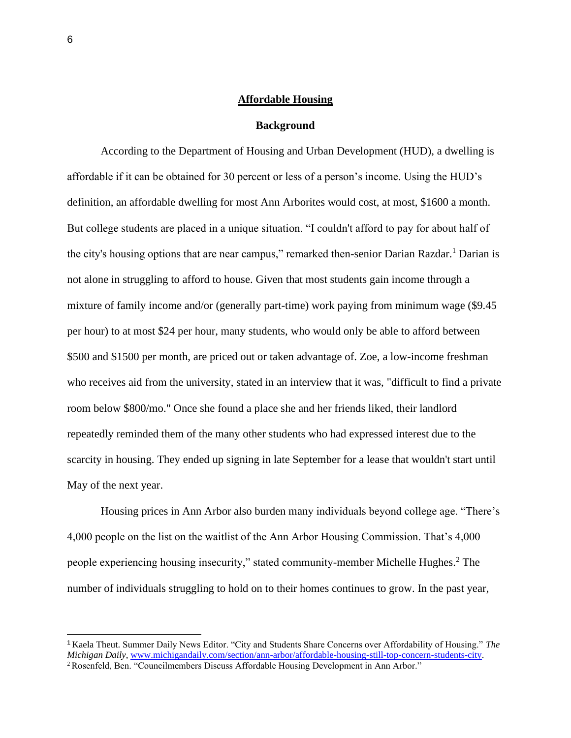## Affordable Housing

### Background

According to the Department of Housing and Urban Development (HUD), a dwelling is affordable if it can be obtained for 30 percent or less of a person's income. Using the HUD's definition, an affordable dwelling for most Ann Arborites would cost, at most, $1600 a month. But college students are placed in a unique situation. "I couldn't afford to pay for about half of the city's housing options that are near campus," remarked then-senior Darian Razdar.[1] Darian is not alone in struggling to afford to house. Given that most students gain income through a mixture of family income and/or (generally part-time) work paying from minimum wage ($9.45 per hour) to at most $24 per hour, many students, who would only be able to afford between $500 and $1500 per month, are priced out or taken advantage of. Zoe, a low-income freshman who receives aid from the university, stated in an interview that it was, "difficult to find a private room below $800/mo." Once she found a place she and her friends liked, their landlord repeatedly reminded them of the many other students who had expressed interest due to the scarcity in housing. They ended up signing in late September for a lease that wouldn't start until May of the next year.

Housing prices in Ann Arbor also burden many individuals beyond college age. "There's 4,000 people on the list on the waitlist of the Ann Arbor Housing Commission. That's 4,000 people experiencing housing insecurity," stated community-member Michelle Hughes.[2] The number of individuals struggling to hold on to their homes continues to grow. In the past year,

---

[1] Kaela Theut. Summer Daily News Editor. "City and Students Share Concerns over Affordability of Housing." *The Michigan Daily*, www.michigandaily.com/section/ann-arbor/affordable-housing-still-top-concern-students-city.

[2] Rosenfeld, Ben. "Councilmembers Discuss Affordable Housing Development in Ann Arbor."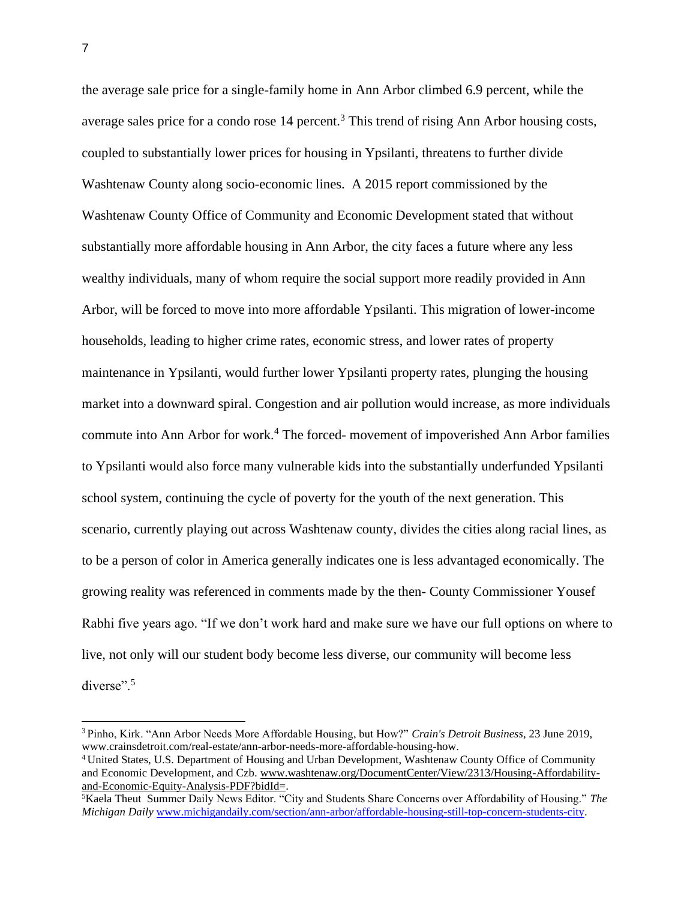the average sale price for a single-family home in Ann Arbor climbed 6.9 percent, while the average sales price for a condo rose 14 percent.[3] This trend of rising Ann Arbor housing costs, coupled to substantially lower prices for housing in Ypsilanti, threatens to further divide Washtenaw County along socio-economic lines. A 2015 report commissioned by the Washtenaw County Office of Community and Economic Development stated that without substantially more affordable housing in Ann Arbor, the city faces a future where any less wealthy individuals, many of whom require the social support more readily provided in Ann Arbor, will be forced to move into more affordable Ypsilanti. This migration of lower-income households, leading to higher crime rates, economic stress, and lower rates of property maintenance in Ypsilanti, would further lower Ypsilanti property rates, plunging the housing market into a downward spiral. Congestion and air pollution would increase, as more individuals commute into Ann Arbor for work.[4] The forced- movement of impoverished Ann Arbor families to Ypsilanti would also force many vulnerable kids into the substantially underfunded Ypsilanti school system, continuing the cycle of poverty for the youth of the next generation. This scenario, currently playing out across Washtenaw county, divides the cities along racial lines, as to be a person of color in America generally indicates one is less advantaged economically. The growing reality was referenced in comments made by the then- County Commissioner Yousef Rabhi five years ago. "If we don't work hard and make sure we have our full options on where to live, not only will our student body become less diverse, our community will become less diverse".[5]

---

[3] Pinho, Kirk. "Ann Arbor Needs More Affordable Housing, but How?" *Crain's Detroit Business*, 23 June 2019, www.crainsdetroit.com/real-estate/ann-arbor-needs-more-affordable-housing-how.

[4] United States, U.S. Department of Housing and Urban Development, Washtenaw County Office of Community and Economic Development, and Czb. www.washtenaw.org/DocumentCenter/View/2313/Housing-Affordability-and-Economic-Equity-Analysis-PDF?bidId=.

[5] Kaela Theut Summer Daily News Editor. "City and Students Share Concerns over Affordability of Housing." *The Michigan Daily* www.michigandaily.com/section/ann-arbor/affordable-housing-still-top-concern-students-city.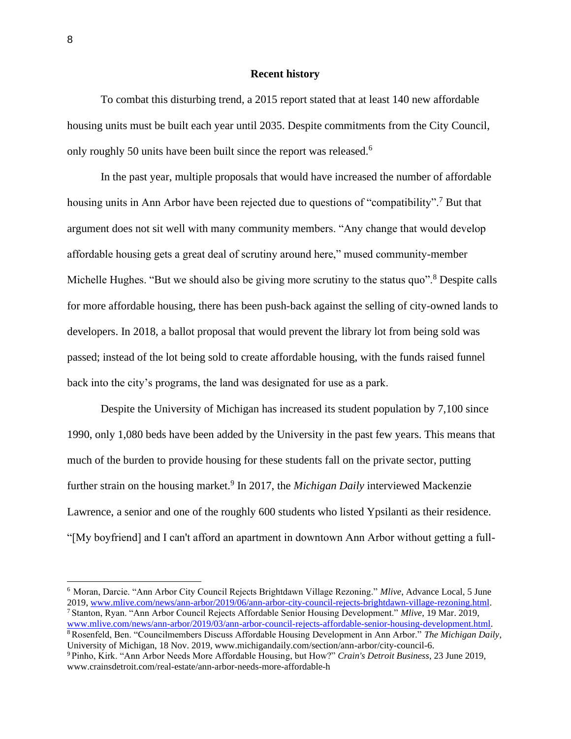## Recent history

To combat this disturbing trend, a 2015 report stated that at least 140 new affordable housing units must be built each year until 2035. Despite commitments from the City Council, only roughly 50 units have been built since the report was released.[6]

In the past year, multiple proposals that would have increased the number of affordable housing units in Ann Arbor have been rejected due to questions of "compatibility".[7] But that argument does not sit well with many community members. "Any change that would develop affordable housing gets a great deal of scrutiny around here," mused community-member Michelle Hughes. "But we should also be giving more scrutiny to the status quo".[8] Despite calls for more affordable housing, there has been push-back against the selling of city-owned lands to developers. In 2018, a ballot proposal that would prevent the library lot from being sold was passed; instead of the lot being sold to create affordable housing, with the funds raised funnel back into the city's programs, the land was designated for use as a park.

Despite the University of Michigan has increased its student population by 7,100 since 1990, only 1,080 beds have been added by the University in the past few years. This means that much of the burden to provide housing for these students fall on the private sector, putting further strain on the housing market.[9] In 2017, the *Michigan Daily* interviewed Mackenzie Lawrence, a senior and one of the roughly 600 students who listed Ypsilanti as their residence. "[My boyfriend] and I can't afford an apartment in downtown Ann Arbor without getting a full-

---

[6] Moran, Darcie. "Ann Arbor City Council Rejects Brightdawn Village Rezoning." *Mlive*, Advance Local, 5 June 2019, www.mlive.com/news/ann-arbor/2019/06/ann-arbor-city-council-rejects-brightdawn-village-rezoning.html.

[7] Stanton, Ryan. "Ann Arbor Council Rejects Affordable Senior Housing Development." *Mlive*, 19 Mar. 2019, www.mlive.com/news/ann-arbor/2019/03/ann-arbor-council-rejects-affordable-senior-housing-development.html.

[8] Rosenfeld, Ben. "Councilmembers Discuss Affordable Housing Development in Ann Arbor." *The Michigan Daily*, University of Michigan, 18 Nov. 2019, www.michigandaily.com/section/ann-arbor/city-council-6.

[9] Pinho, Kirk. "Ann Arbor Needs More Affordable Housing, but How?" *Crain's Detroit Business*, 23 June 2019, www.crainsdetroit.com/real-estate/ann-arbor-needs-more-affordable-h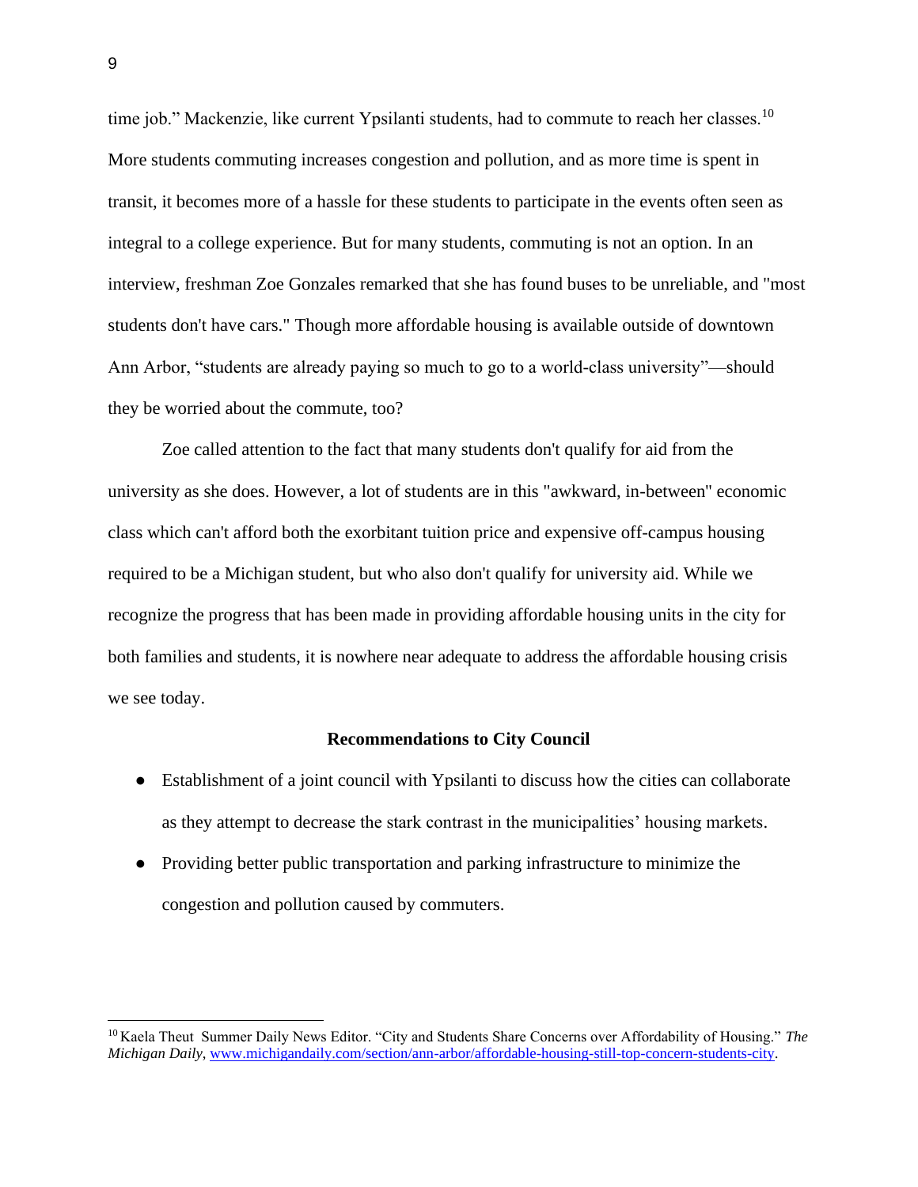time job." Mackenzie, like current Ypsilanti students, had to commute to reach her classes.[10] More students commuting increases congestion and pollution, and as more time is spent in transit, it becomes more of a hassle for these students to participate in the events often seen as integral to a college experience. But for many students, commuting is not an option. In an interview, freshman Zoe Gonzales remarked that she has found buses to be unreliable, and "most students don't have cars." Though more affordable housing is available outside of downtown Ann Arbor, "students are already paying so much to go to a world-class university"—should they be worried about the commute, too?

Zoe called attention to the fact that many students don't qualify for aid from the university as she does. However, a lot of students are in this "awkward, in-between" economic class which can't afford both the exorbitant tuition price and expensive off-campus housing required to be a Michigan student, but who also don't qualify for university aid. While we recognize the progress that has been made in providing affordable housing units in the city for both families and students, it is nowhere near adequate to address the affordable housing crisis we see today.

**Recommendations to City Council**

- Establishment of a joint council with Ypsilanti to discuss how the cities can collaborate as they attempt to decrease the stark contrast in the municipalities' housing markets.
- Providing better public transportation and parking infrastructure to minimize the congestion and pollution caused by commuters.

---

[10] Kaela Theut Summer Daily News Editor. "City and Students Share Concerns over Affordability of Housing." *The Michigan Daily*, www.michigandaily.com/section/ann-arbor/affordable-housing-still-top-concern-students-city.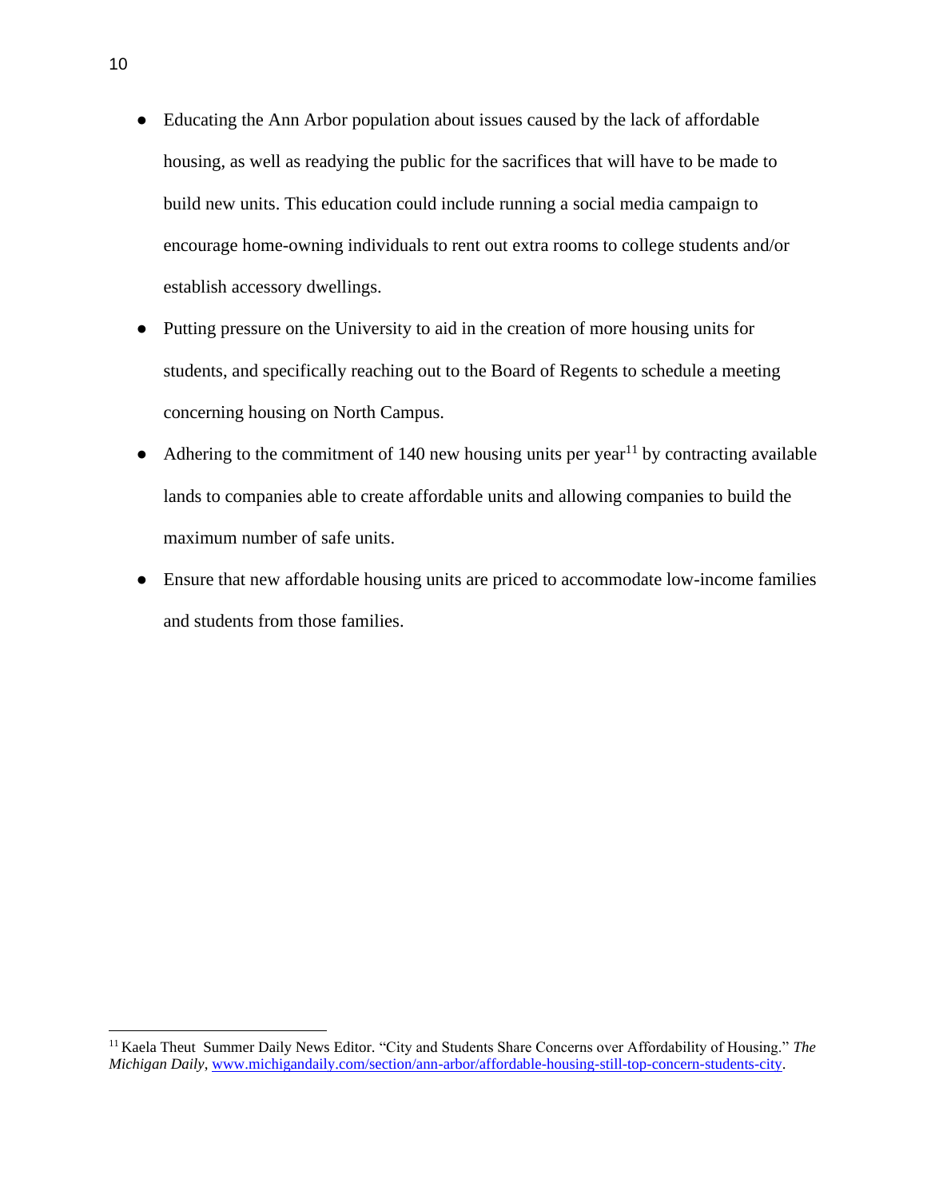- Educating the Ann Arbor population about issues caused by the lack of affordable housing, as well as readying the public for the sacrifices that will have to be made to build new units. This education could include running a social media campaign to encourage home-owning individuals to rent out extra rooms to college students and/or establish accessory dwellings.
- Putting pressure on the University to aid in the creation of more housing units for students, and specifically reaching out to the Board of Regents to schedule a meeting concerning housing on North Campus.
- Adhering to the commitment of 140 new housing units per year[11] by contracting available lands to companies able to create affordable units and allowing companies to build the maximum number of safe units.
- Ensure that new affordable housing units are priced to accommodate low-income families and students from those families.

---

[11] Kaela Theut Summer Daily News Editor. "City and Students Share Concerns over Affordability of Housing." *The Michigan Daily*, www.michigandaily.com/section/ann-arbor/affordable-housing-still-top-concern-students-city.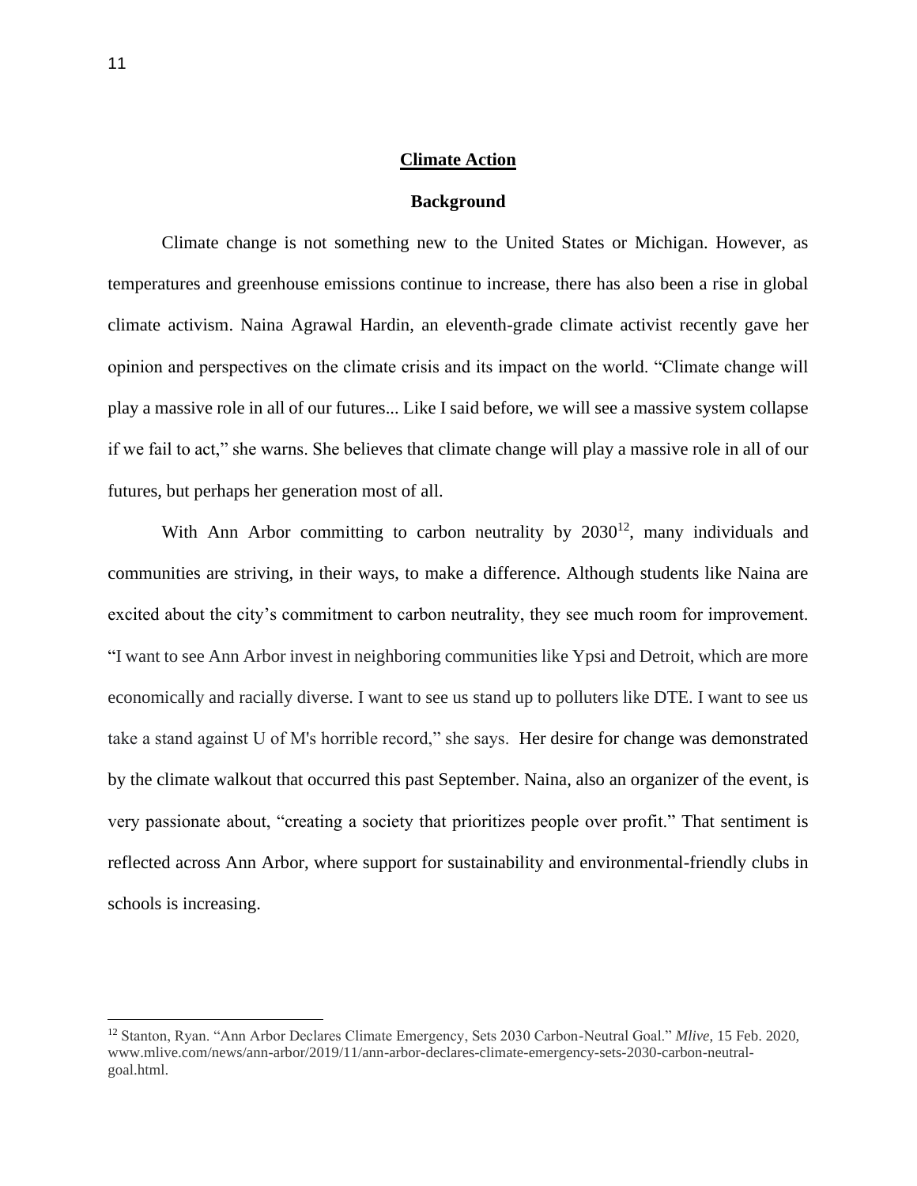## Climate Action

### Background

Climate change is not something new to the United States or Michigan. However, as temperatures and greenhouse emissions continue to increase, there has also been a rise in global climate activism. Naina Agrawal Hardin, an eleventh-grade climate activist recently gave her opinion and perspectives on the climate crisis and its impact on the world. "Climate change will play a massive role in all of our futures... Like I said before, we will see a massive system collapse if we fail to act," she warns. She believes that climate change will play a massive role in all of our futures, but perhaps her generation most of all.

With Ann Arbor committing to carbon neutrality by 2030[12], many individuals and communities are striving, in their ways, to make a difference. Although students like Naina are excited about the city's commitment to carbon neutrality, they see much room for improvement. "I want to see Ann Arbor invest in neighboring communities like Ypsi and Detroit, which are more economically and racially diverse. I want to see us stand up to polluters like DTE. I want to see us take a stand against U of M's horrible record," she says. Her desire for change was demonstrated by the climate walkout that occurred this past September. Naina, also an organizer of the event, is very passionate about, "creating a society that prioritizes people over profit." That sentiment is reflected across Ann Arbor, where support for sustainability and environmental-friendly clubs in schools is increasing.

---

[12] Stanton, Ryan. "Ann Arbor Declares Climate Emergency, Sets 2030 Carbon-Neutral Goal." *Mlive*, 15 Feb. 2020, www.mlive.com/news/ann-arbor/2019/11/ann-arbor-declares-climate-emergency-sets-2030-carbon-neutral-goal.html.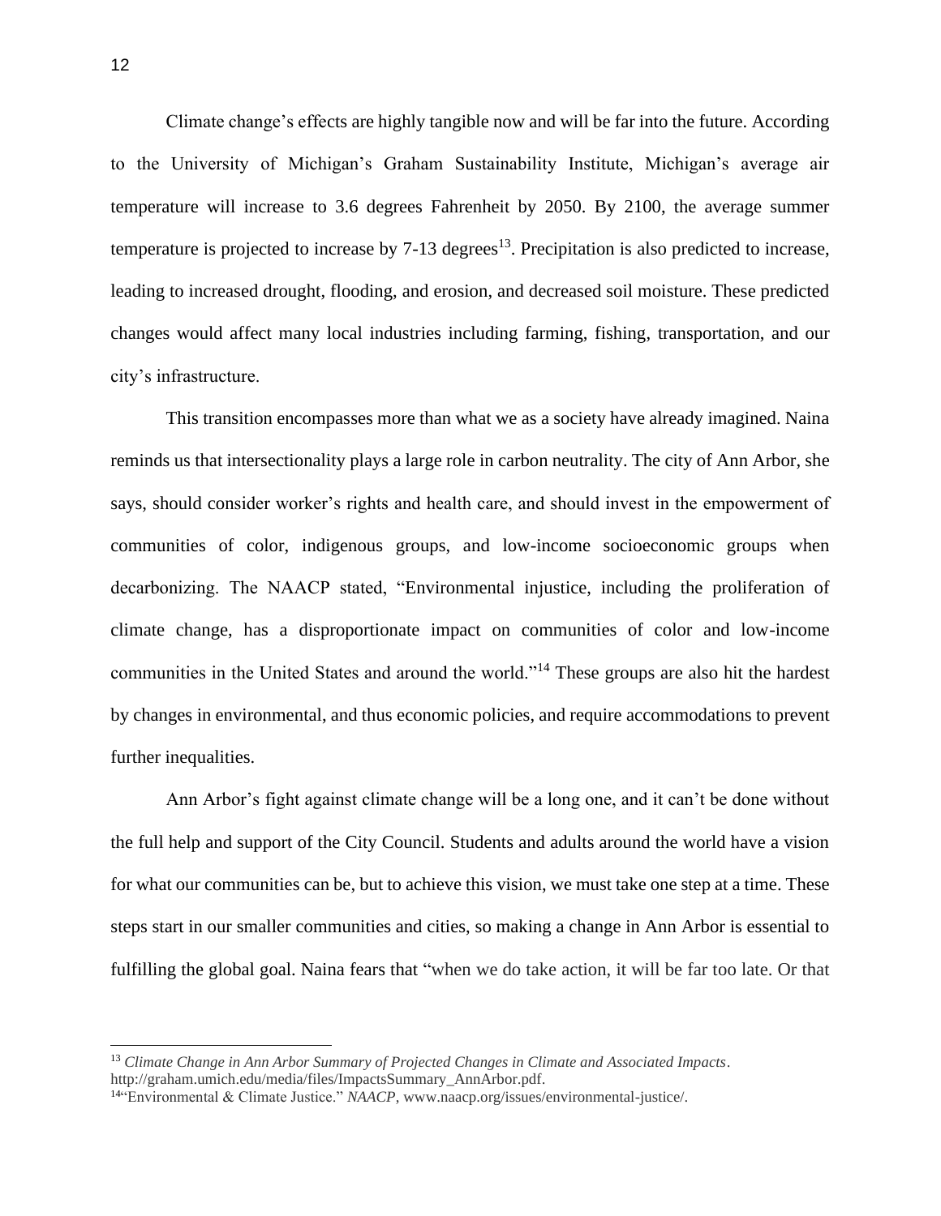Climate change's effects are highly tangible now and will be far into the future. According to the University of Michigan's Graham Sustainability Institute, Michigan's average air temperature will increase to 3.6 degrees Fahrenheit by 2050. By 2100, the average summer temperature is projected to increase by 7-13 degrees[13]. Precipitation is also predicted to increase, leading to increased drought, flooding, and erosion, and decreased soil moisture. These predicted changes would affect many local industries including farming, fishing, transportation, and our city's infrastructure.

This transition encompasses more than what we as a society have already imagined. Naina reminds us that intersectionality plays a large role in carbon neutrality. The city of Ann Arbor, she says, should consider worker's rights and health care, and should invest in the empowerment of communities of color, indigenous groups, and low-income socioeconomic groups when decarbonizing. The NAACP stated, "Environmental injustice, including the proliferation of climate change, has a disproportionate impact on communities of color and low-income communities in the United States and around the world."[14] These groups are also hit the hardest by changes in environmental, and thus economic policies, and require accommodations to prevent further inequalities.

Ann Arbor's fight against climate change will be a long one, and it can't be done without the full help and support of the City Council. Students and adults around the world have a vision for what our communities can be, but to achieve this vision, we must take one step at a time. These steps start in our smaller communities and cities, so making a change in Ann Arbor is essential to fulfilling the global goal. Naina fears that "when we do take action, it will be far too late. Or that

---

[13] *Climate Change in Ann Arbor Summary of Projected Changes in Climate and Associated Impacts*. http://graham.umich.edu/media/files/ImpactsSummary_AnnArbor.pdf.

[14] "Environmental & Climate Justice." *NAACP*, www.naacp.org/issues/environmental-justice/.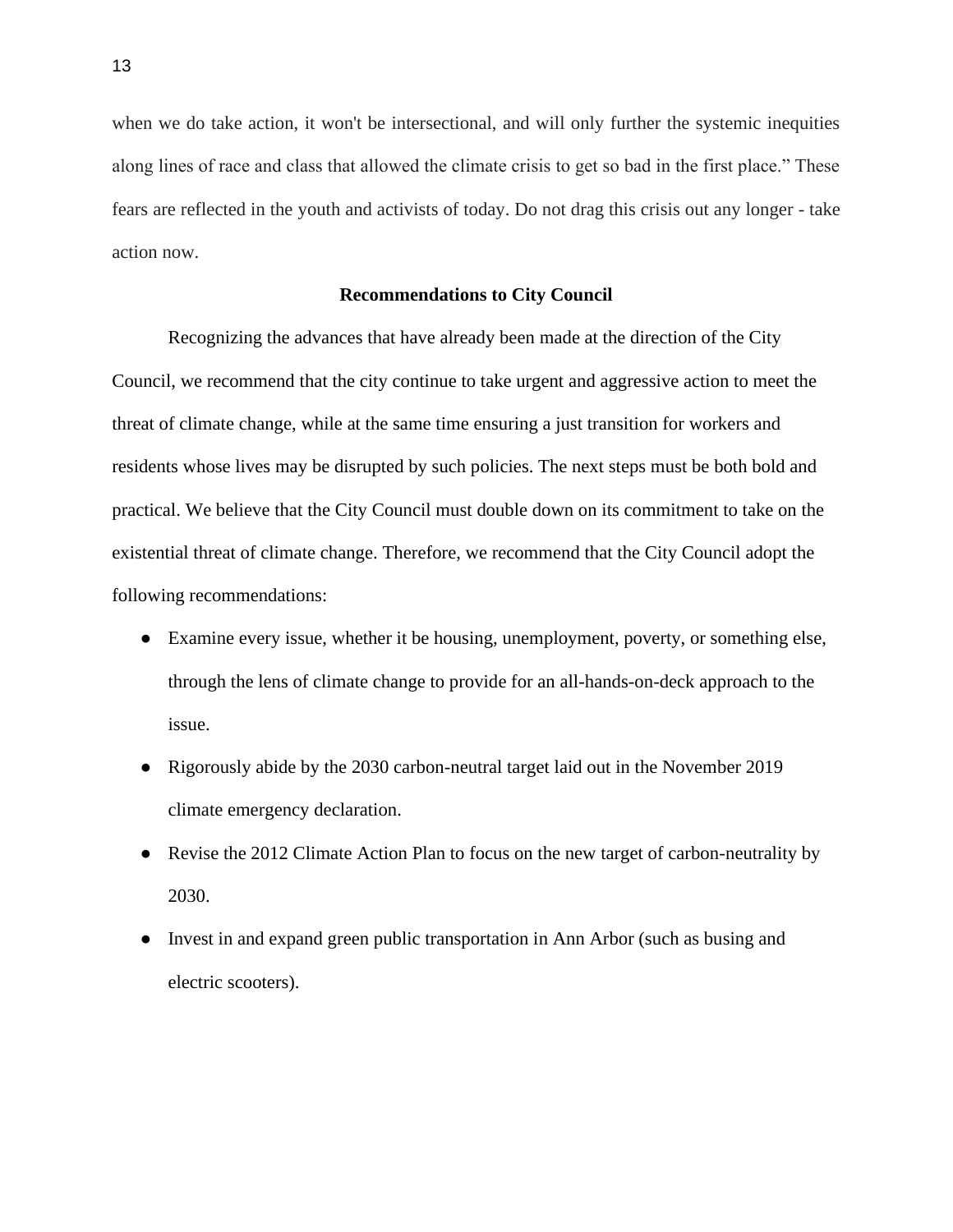when we do take action, it won't be intersectional, and will only further the systemic inequities along lines of race and class that allowed the climate crisis to get so bad in the first place." These fears are reflected in the youth and activists of today. Do not drag this crisis out any longer - take action now.

## Recommendations to City Council

Recognizing the advances that have already been made at the direction of the City Council, we recommend that the city continue to take urgent and aggressive action to meet the threat of climate change, while at the same time ensuring a just transition for workers and residents whose lives may be disrupted by such policies. The next steps must be both bold and practical. We believe that the City Council must double down on its commitment to take on the existential threat of climate change. Therefore, we recommend that the City Council adopt the following recommendations:

- Examine every issue, whether it be housing, unemployment, poverty, or something else, through the lens of climate change to provide for an all-hands-on-deck approach to the issue.
- Rigorously abide by the 2030 carbon-neutral target laid out in the November 2019 climate emergency declaration.
- Revise the 2012 Climate Action Plan to focus on the new target of carbon-neutrality by 2030.
- Invest in and expand green public transportation in Ann Arbor (such as busing and electric scooters).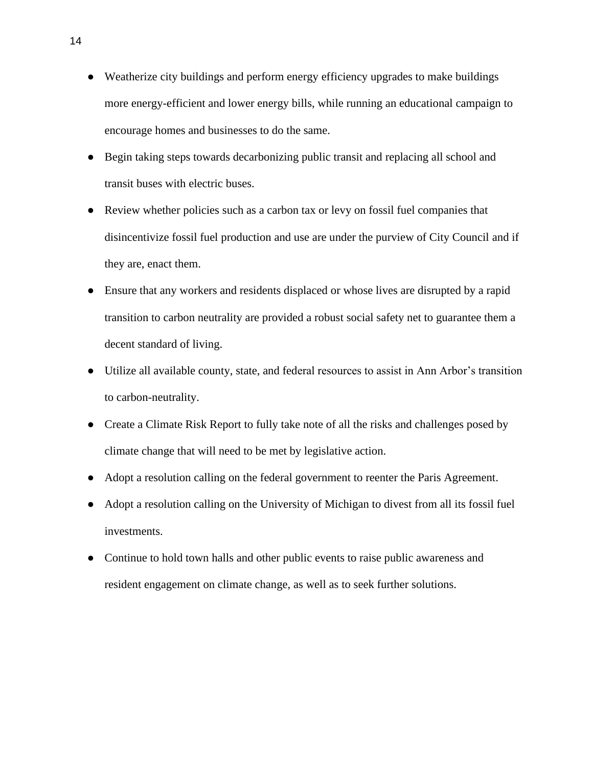- Weatherize city buildings and perform energy efficiency upgrades to make buildings more energy-efficient and lower energy bills, while running an educational campaign to encourage homes and businesses to do the same.
- Begin taking steps towards decarbonizing public transit and replacing all school and transit buses with electric buses.
- Review whether policies such as a carbon tax or levy on fossil fuel companies that disincentivize fossil fuel production and use are under the purview of City Council and if they are, enact them.
- Ensure that any workers and residents displaced or whose lives are disrupted by a rapid transition to carbon neutrality are provided a robust social safety net to guarantee them a decent standard of living.
- Utilize all available county, state, and federal resources to assist in Ann Arbor's transition to carbon-neutrality.
- Create a Climate Risk Report to fully take note of all the risks and challenges posed by climate change that will need to be met by legislative action.
- Adopt a resolution calling on the federal government to reenter the Paris Agreement.
- Adopt a resolution calling on the University of Michigan to divest from all its fossil fuel investments.
- Continue to hold town halls and other public events to raise public awareness and resident engagement on climate change, as well as to seek further solutions.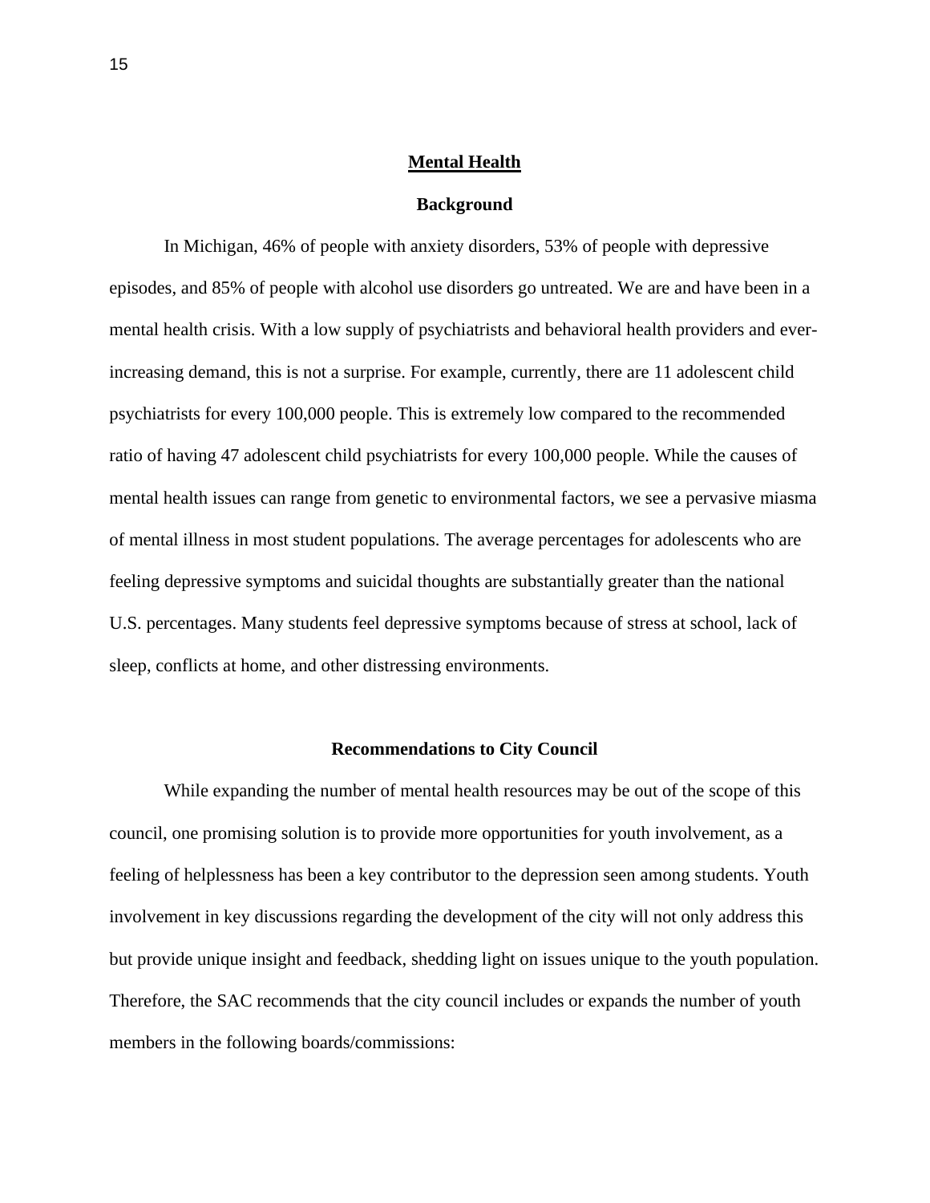# Mental Health

## Background

In Michigan, 46% of people with anxiety disorders, 53% of people with depressive episodes, and 85% of people with alcohol use disorders go untreated. We are and have been in a mental health crisis. With a low supply of psychiatrists and behavioral health providers and ever-increasing demand, this is not a surprise. For example, currently, there are 11 adolescent child psychiatrists for every 100,000 people. This is extremely low compared to the recommended ratio of having 47 adolescent child psychiatrists for every 100,000 people. While the causes of mental health issues can range from genetic to environmental factors, we see a pervasive miasma of mental illness in most student populations. The average percentages for adolescents who are feeling depressive symptoms and suicidal thoughts are substantially greater than the national U.S. percentages. Many students feel depressive symptoms because of stress at school, lack of sleep, conflicts at home, and other distressing environments.

## Recommendations to City Council

While expanding the number of mental health resources may be out of the scope of this council, one promising solution is to provide more opportunities for youth involvement, as a feeling of helplessness has been a key contributor to the depression seen among students. Youth involvement in key discussions regarding the development of the city will not only address this but provide unique insight and feedback, shedding light on issues unique to the youth population. Therefore, the SAC recommends that the city council includes or expands the number of youth members in the following boards/commissions: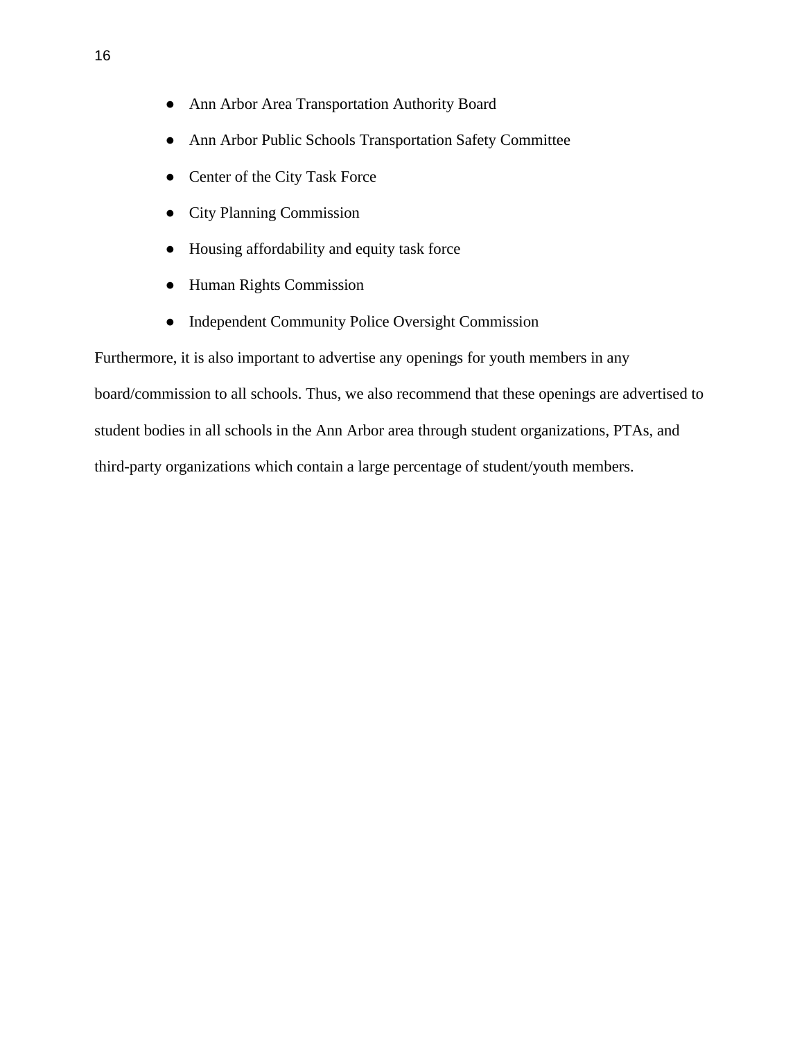- Ann Arbor Area Transportation Authority Board
- Ann Arbor Public Schools Transportation Safety Committee
- Center of the City Task Force
- City Planning Commission
- Housing affordability and equity task force
- Human Rights Commission
- Independent Community Police Oversight Commission

Furthermore, it is also important to advertise any openings for youth members in any board/commission to all schools. Thus, we also recommend that these openings are advertised to student bodies in all schools in the Ann Arbor area through student organizations, PTAs, and third-party organizations which contain a large percentage of student/youth members.